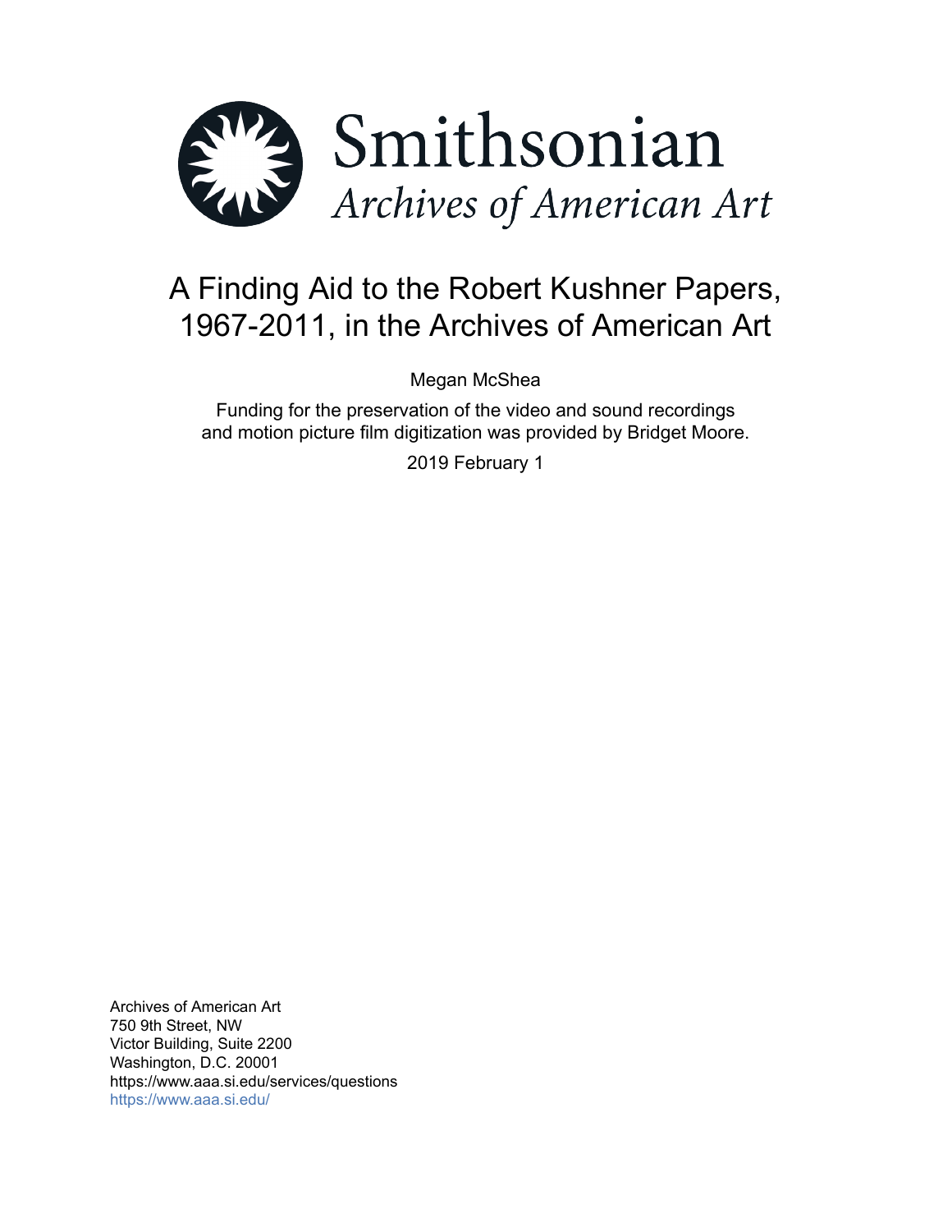Smithsonian
*Archives of American Art*

# A Finding Aid to the Robert Kushner Papers, 1967-2011, in the Archives of American Art

Megan McShea

Funding for the preservation of the video and sound recordings and motion picture film digitization was provided by Bridget Moore.

2019 February 1

Archives of American Art
750 9th Street, NW
Victor Building, Suite 2200
Washington, D.C. 20001
https://www.aaa.si.edu/services/questions
https://www.aaa.si.edu/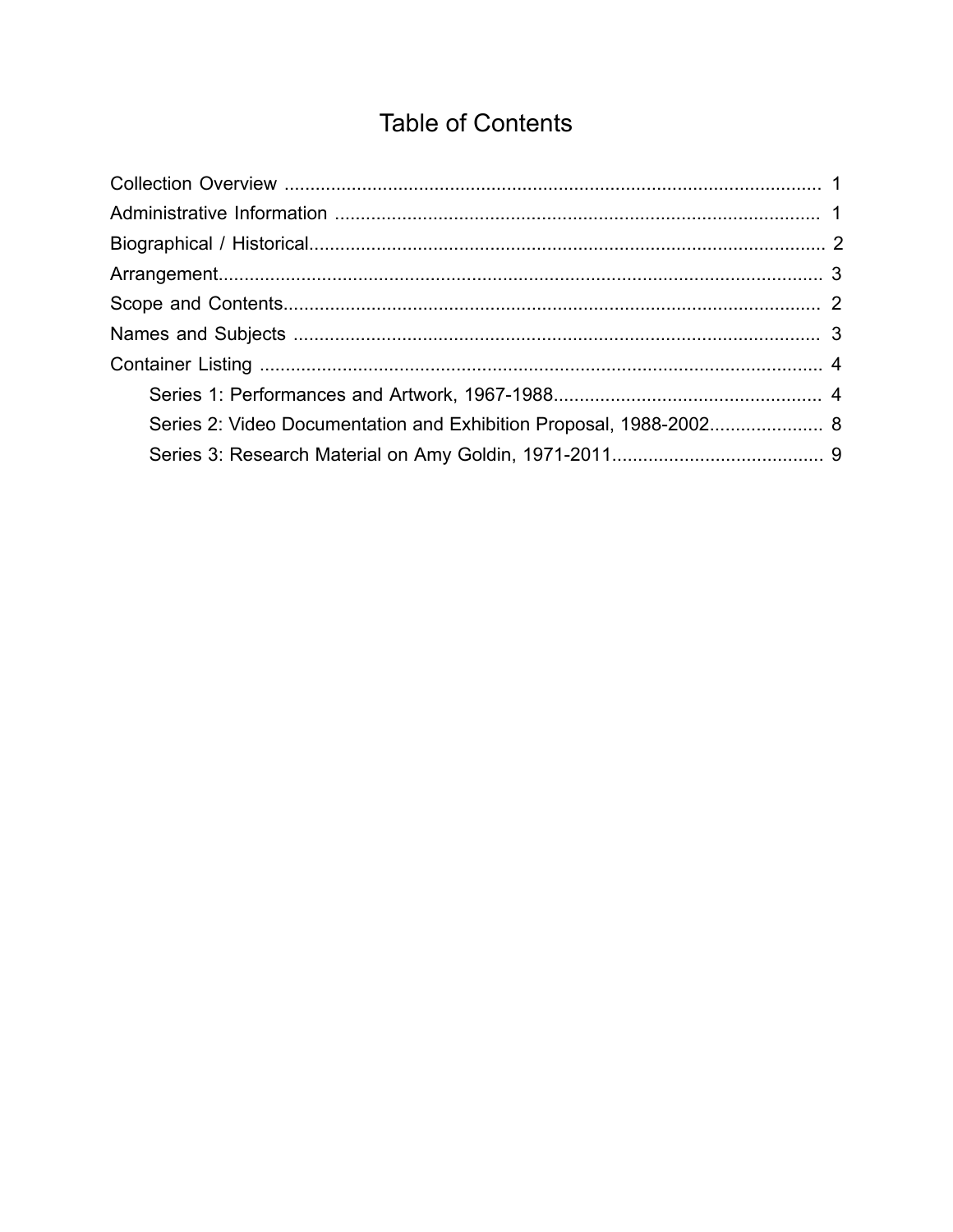# Table of Contents

- Collection Overview ........................................................................................................ 1
- Administrative Information ............................................................................................. 1
- Biographical / Historical.................................................................................................. 2
- Arrangement.................................................................................................................... 3
- Scope and Contents........................................................................................................ 2
- Names and Subjects ...................................................................................................... 3
- Container Listing ............................................................................................................. 4
  - Series 1: Performances and Artwork, 1967-1988.................................................... 4
  - Series 2: Video Documentation and Exhibition Proposal, 1988-2002...................... 8
  - Series 3: Research Material on Amy Goldin, 1971-2011......................................... 9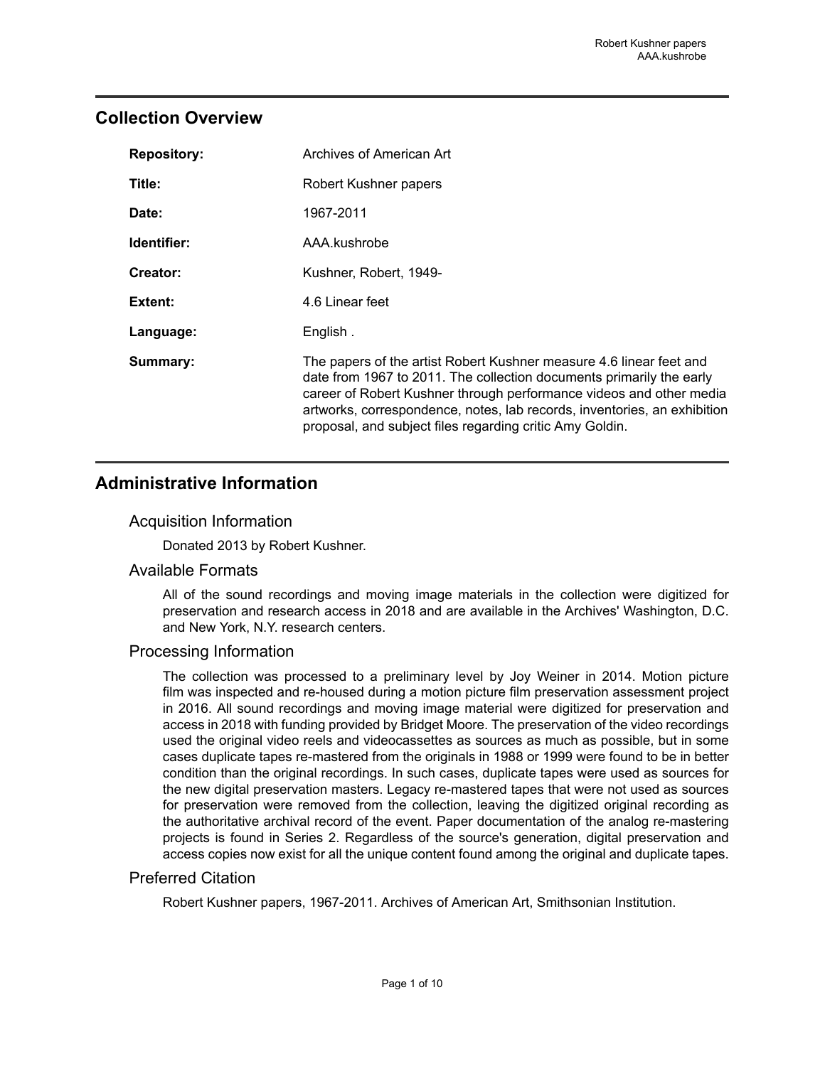## Collection Overview

| | |
|---|---|
| **Repository:** | Archives of American Art |
| **Title:** | Robert Kushner papers |
| **Date:** | 1967-2011 |
| **Identifier:** | AAA.kushrobe |
| **Creator:** | Kushner, Robert, 1949- |
| **Extent:** | 4.6 Linear feet |
| **Language:** | English . |
| **Summary:** | The papers of the artist Robert Kushner measure 4.6 linear feet and date from 1967 to 2011. The collection documents primarily the early career of Robert Kushner through performance videos and other media artworks, correspondence, notes, lab records, inventories, an exhibition proposal, and subject files regarding critic Amy Goldin. |

## Administrative Information

### Acquisition Information

Donated 2013 by Robert Kushner.

### Available Formats

All of the sound recordings and moving image materials in the collection were digitized for preservation and research access in 2018 and are available in the Archives' Washington, D.C. and New York, N.Y. research centers.

### Processing Information

The collection was processed to a preliminary level by Joy Weiner in 2014. Motion picture film was inspected and re-housed during a motion picture film preservation assessment project in 2016. All sound recordings and moving image material were digitized for preservation and access in 2018 with funding provided by Bridget Moore. The preservation of the video recordings used the original video reels and videocassettes as sources as much as possible, but in some cases duplicate tapes re-mastered from the originals in 1988 or 1999 were found to be in better condition than the original recordings. In such cases, duplicate tapes were used as sources for the new digital preservation masters. Legacy re-mastered tapes that were not used as sources for preservation were removed from the collection, leaving the digitized original recording as the authoritative archival record of the event. Paper documentation of the analog re-mastering projects is found in Series 2. Regardless of the source's generation, digital preservation and access copies now exist for all the unique content found among the original and duplicate tapes.

### Preferred Citation

Robert Kushner papers, 1967-2011. Archives of American Art, Smithsonian Institution.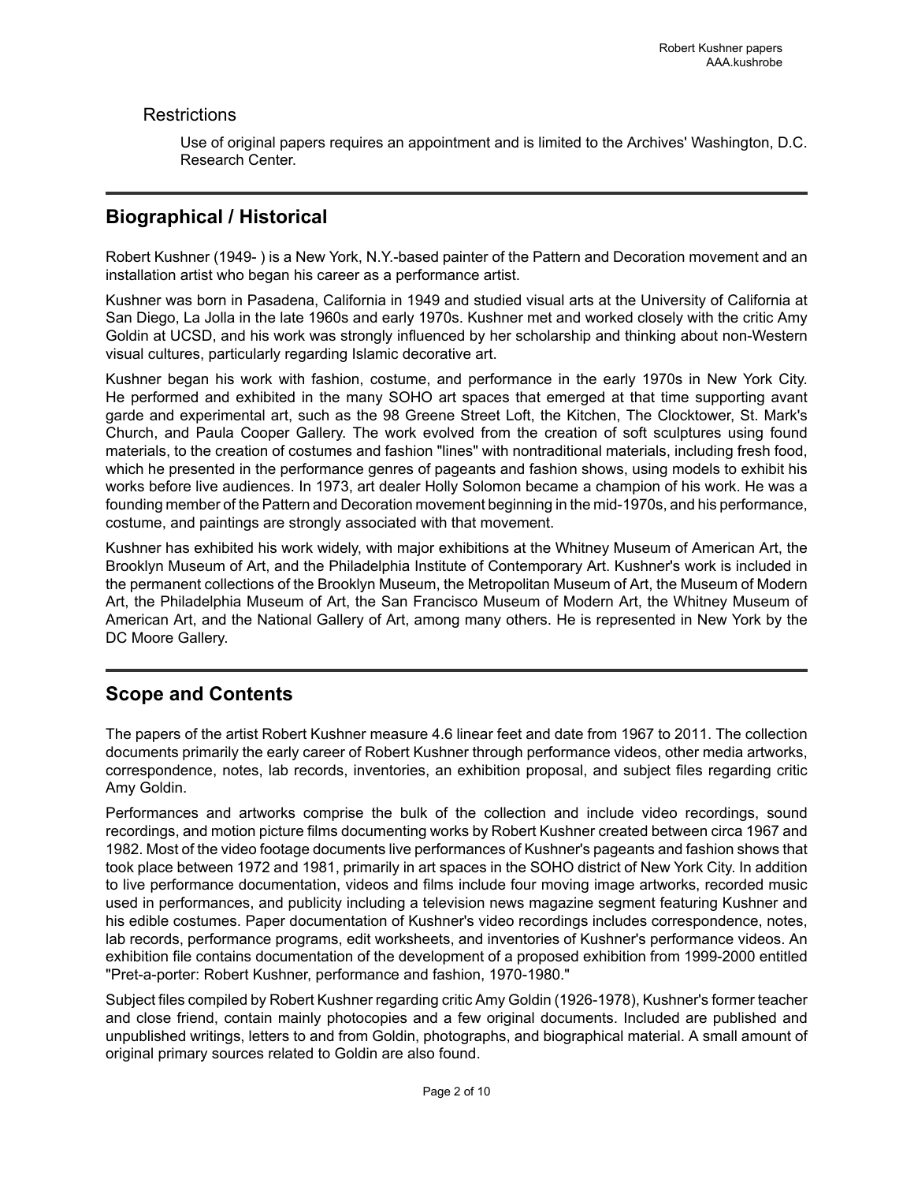### Restrictions

Use of original papers requires an appointment and is limited to the Archives' Washington, D.C. Research Center.

## Biographical / Historical

Robert Kushner (1949- ) is a New York, N.Y.-based painter of the Pattern and Decoration movement and an installation artist who began his career as a performance artist.

Kushner was born in Pasadena, California in 1949 and studied visual arts at the University of California at San Diego, La Jolla in the late 1960s and early 1970s. Kushner met and worked closely with the critic Amy Goldin at UCSD, and his work was strongly influenced by her scholarship and thinking about non-Western visual cultures, particularly regarding Islamic decorative art.

Kushner began his work with fashion, costume, and performance in the early 1970s in New York City. He performed and exhibited in the many SOHO art spaces that emerged at that time supporting avant garde and experimental art, such as the 98 Greene Street Loft, the Kitchen, The Clocktower, St. Mark's Church, and Paula Cooper Gallery. The work evolved from the creation of soft sculptures using found materials, to the creation of costumes and fashion "lines" with nontraditional materials, including fresh food, which he presented in the performance genres of pageants and fashion shows, using models to exhibit his works before live audiences. In 1973, art dealer Holly Solomon became a champion of his work. He was a founding member of the Pattern and Decoration movement beginning in the mid-1970s, and his performance, costume, and paintings are strongly associated with that movement.

Kushner has exhibited his work widely, with major exhibitions at the Whitney Museum of American Art, the Brooklyn Museum of Art, and the Philadelphia Institute of Contemporary Art. Kushner's work is included in the permanent collections of the Brooklyn Museum, the Metropolitan Museum of Art, the Museum of Modern Art, the Philadelphia Museum of Art, the San Francisco Museum of Modern Art, the Whitney Museum of American Art, and the National Gallery of Art, among many others. He is represented in New York by the DC Moore Gallery.

## Scope and Contents

The papers of the artist Robert Kushner measure 4.6 linear feet and date from 1967 to 2011. The collection documents primarily the early career of Robert Kushner through performance videos, other media artworks, correspondence, notes, lab records, inventories, an exhibition proposal, and subject files regarding critic Amy Goldin.

Performances and artworks comprise the bulk of the collection and include video recordings, sound recordings, and motion picture films documenting works by Robert Kushner created between circa 1967 and 1982. Most of the video footage documents live performances of Kushner's pageants and fashion shows that took place between 1972 and 1981, primarily in art spaces in the SOHO district of New York City. In addition to live performance documentation, videos and films include four moving image artworks, recorded music used in performances, and publicity including a television news magazine segment featuring Kushner and his edible costumes. Paper documentation of Kushner's video recordings includes correspondence, notes, lab records, performance programs, edit worksheets, and inventories of Kushner's performance videos. An exhibition file contains documentation of the development of a proposed exhibition from 1999-2000 entitled "Pret-a-porter: Robert Kushner, performance and fashion, 1970-1980."

Subject files compiled by Robert Kushner regarding critic Amy Goldin (1926-1978), Kushner's former teacher and close friend, contain mainly photocopies and a few original documents. Included are published and unpublished writings, letters to and from Goldin, photographs, and biographical material. A small amount of original primary sources related to Goldin are also found.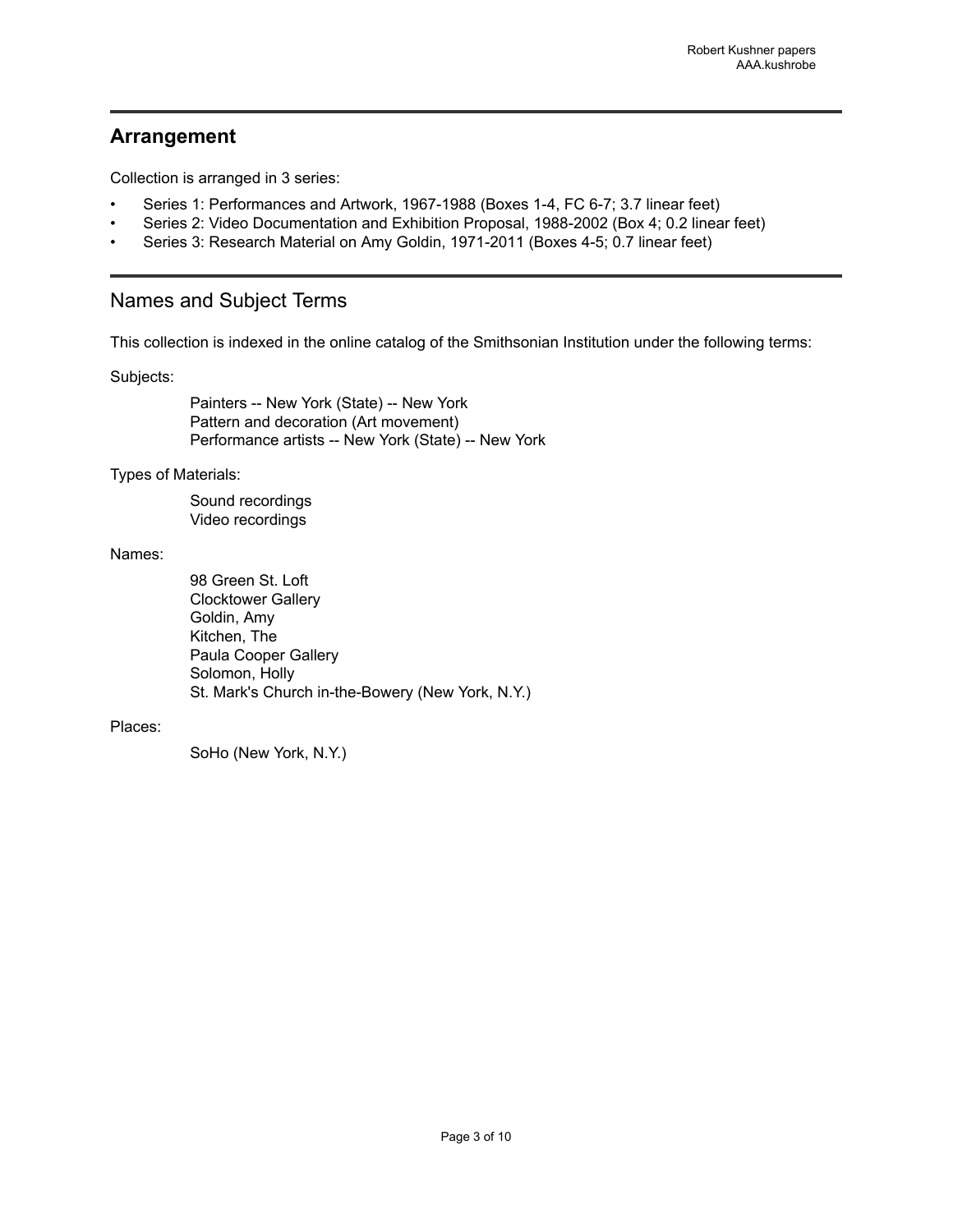## Arrangement

Collection is arranged in 3 series:

- Series 1: Performances and Artwork, 1967-1988 (Boxes 1-4, FC 6-7; 3.7 linear feet)
- Series 2: Video Documentation and Exhibition Proposal, 1988-2002 (Box 4; 0.2 linear feet)
- Series 3: Research Material on Amy Goldin, 1971-2011 (Boxes 4-5; 0.7 linear feet)

## Names and Subject Terms

This collection is indexed in the online catalog of the Smithsonian Institution under the following terms:

Subjects:

Painters -- New York (State) -- New York
Pattern and decoration (Art movement)
Performance artists -- New York (State) -- New York

Types of Materials:

Sound recordings
Video recordings

Names:

98 Green St. Loft
Clocktower Gallery
Goldin, Amy
Kitchen, The
Paula Cooper Gallery
Solomon, Holly
St. Mark's Church in-the-Bowery (New York, N.Y.)

Places:

SoHo (New York, N.Y.)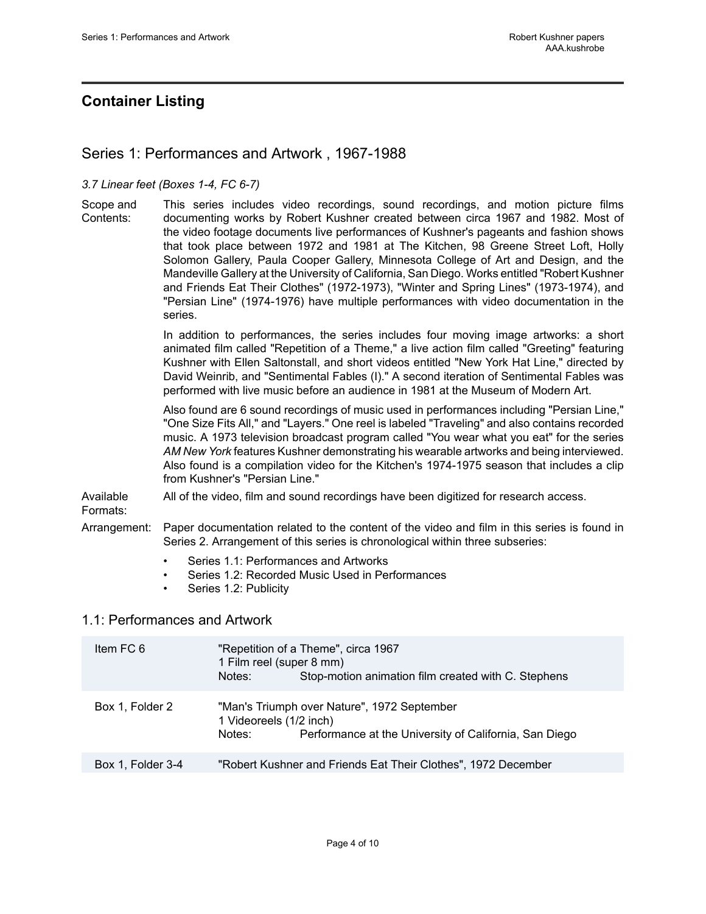## Container Listing

### Series 1: Performances and Artwork , 1967-1988

*3.7 Linear feet (Boxes 1-4, FC 6-7)*

Scope and Contents: This series includes video recordings, sound recordings, and motion picture films documenting works by Robert Kushner created between circa 1967 and 1982. Most of the video footage documents live performances of Kushner's pageants and fashion shows that took place between 1972 and 1981 at The Kitchen, 98 Greene Street Loft, Holly Solomon Gallery, Paula Cooper Gallery, Minnesota College of Art and Design, and the Mandeville Gallery at the University of California, San Diego. Works entitled "Robert Kushner and Friends Eat Their Clothes" (1972-1973), "Winter and Spring Lines" (1973-1974), and "Persian Line" (1974-1976) have multiple performances with video documentation in the series.

In addition to performances, the series includes four moving image artworks: a short animated film called "Repetition of a Theme," a live action film called "Greeting" featuring Kushner with Ellen Saltonstall, and short videos entitled "New York Hat Line," directed by David Weinrib, and "Sentimental Fables (I)." A second iteration of Sentimental Fables was performed with live music before an audience in 1981 at the Museum of Modern Art.

Also found are 6 sound recordings of music used in performances including "Persian Line," "One Size Fits All," and "Layers." One reel is labeled "Traveling" and also contains recorded music. A 1973 television broadcast program called "You wear what you eat" for the series *AM New York* features Kushner demonstrating his wearable artworks and being interviewed. Also found is a compilation video for the Kitchen's 1974-1975 season that includes a clip from Kushner's "Persian Line."

Available Formats: All of the video, film and sound recordings have been digitized for research access.

Arrangement: Paper documentation related to the content of the video and film in this series is found in Series 2. Arrangement of this series is chronological within three subseries:

- Series 1.1: Performances and Artworks
- Series 1.2: Recorded Music Used in Performances
- Series 1.2: Publicity

### 1.1: Performances and Artwork

| Location | Description |
|---|---|
| Item FC 6 | "Repetition of a Theme", circa 1967<br>1 Film reel (super 8 mm)<br>Notes: Stop-motion animation film created with C. Stephens |
| Box 1, Folder 2 | "Man's Triumph over Nature", 1972 September<br>1 Videoreels (1/2 inch)<br>Notes: Performance at the University of California, San Diego |
| Box 1, Folder 3-4 | "Robert Kushner and Friends Eat Their Clothes", 1972 December |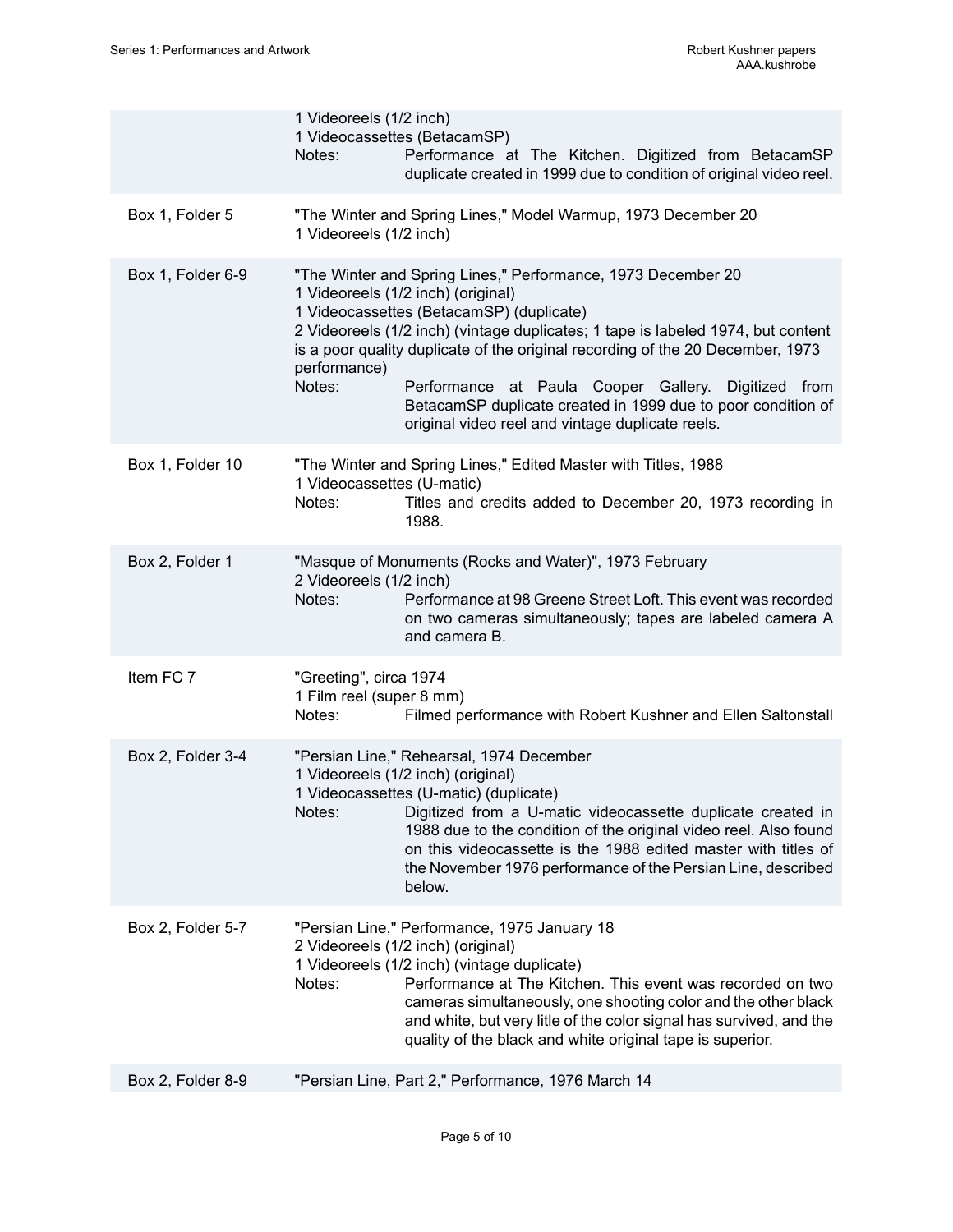| | |
|---|---|
| | 1 Videoreels (1/2 inch)<br>1 Videocassettes (BetacamSP)<br>Notes: Performance at The Kitchen. Digitized from BetacamSP duplicate created in 1999 due to condition of original video reel. |
| Box 1, Folder 5 | "The Winter and Spring Lines," Model Warmup, 1973 December 20<br>1 Videoreels (1/2 inch) |
| Box 1, Folder 6-9 | "The Winter and Spring Lines," Performance, 1973 December 20<br>1 Videoreels (1/2 inch) (original)<br>1 Videocassettes (BetacamSP) (duplicate)<br>2 Videoreels (1/2 inch) (vintage duplicates; 1 tape is labeled 1974, but content is a poor quality duplicate of the original recording of the 20 December, 1973 performance)<br>Notes: Performance at Paula Cooper Gallery. Digitized from BetacamSP duplicate created in 1999 due to poor condition of original video reel and vintage duplicate reels. |
| Box 1, Folder 10 | "The Winter and Spring Lines," Edited Master with Titles, 1988<br>1 Videocassettes (U-matic)<br>Notes: Titles and credits added to December 20, 1973 recording in 1988. |
| Box 2, Folder 1 | "Masque of Monuments (Rocks and Water)", 1973 February<br>2 Videoreels (1/2 inch)<br>Notes: Performance at 98 Greene Street Loft. This event was recorded on two cameras simultaneously; tapes are labeled camera A and camera B. |
| Item FC 7 | "Greeting", circa 1974<br>1 Film reel (super 8 mm)<br>Notes: Filmed performance with Robert Kushner and Ellen Saltonstall |
| Box 2, Folder 3-4 | "Persian Line," Rehearsal, 1974 December<br>1 Videoreels (1/2 inch) (original)<br>1 Videocassettes (U-matic) (duplicate)<br>Notes: Digitized from a U-matic videocassette duplicate created in 1988 due to the condition of the original video reel. Also found on this videocassette is the 1988 edited master with titles of the November 1976 performance of the Persian Line, described below. |
| Box 2, Folder 5-7 | "Persian Line," Performance, 1975 January 18<br>2 Videoreels (1/2 inch) (original)<br>1 Videoreels (1/2 inch) (vintage duplicate)<br>Notes: Performance at The Kitchen. This event was recorded on two cameras simultaneously, one shooting color and the other black and white, but very litle of the color signal has survived, and the quality of the black and white original tape is superior. |
| Box 2, Folder 8-9 | "Persian Line, Part 2," Performance, 1976 March 14 |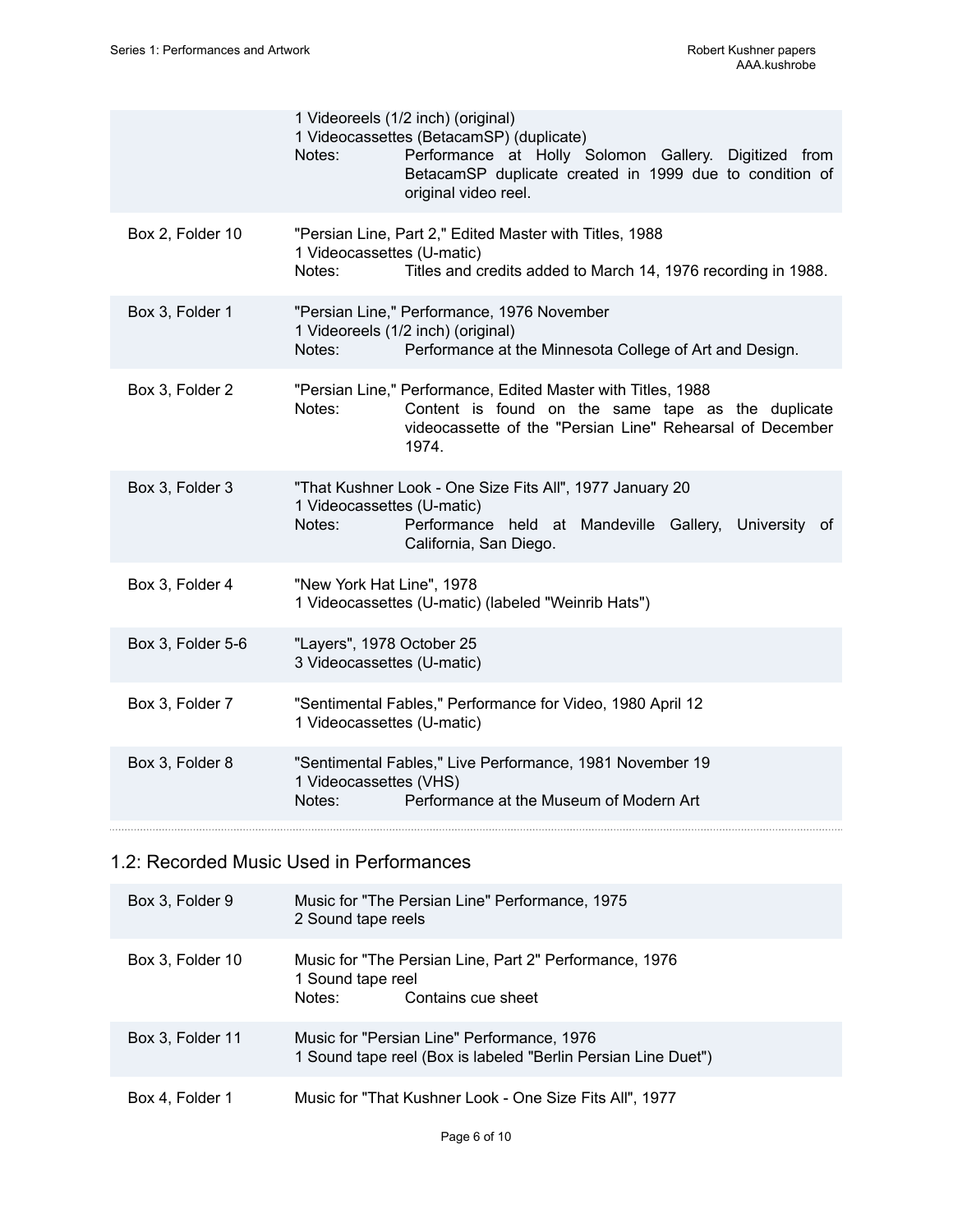| | |
|---|---|
| | 1 Videoreels (1/2 inch) (original)<br>1 Videocassettes (BetacamSP) (duplicate)<br>Notes: Performance at Holly Solomon Gallery. Digitized from BetacamSP duplicate created in 1999 due to condition of original video reel. |
| Box 2, Folder 10 | "Persian Line, Part 2," Edited Master with Titles, 1988<br>1 Videocassettes (U-matic)<br>Notes: Titles and credits added to March 14, 1976 recording in 1988. |
| Box 3, Folder 1 | "Persian Line," Performance, 1976 November<br>1 Videoreels (1/2 inch) (original)<br>Notes: Performance at the Minnesota College of Art and Design. |
| Box 3, Folder 2 | "Persian Line," Performance, Edited Master with Titles, 1988<br>Notes: Content is found on the same tape as the duplicate videocassette of the "Persian Line" Rehearsal of December 1974. |
| Box 3, Folder 3 | "That Kushner Look - One Size Fits All", 1977 January 20<br>1 Videocassettes (U-matic)<br>Notes: Performance held at Mandeville Gallery, University of California, San Diego. |
| Box 3, Folder 4 | "New York Hat Line", 1978<br>1 Videocassettes (U-matic) (labeled "Weinrib Hats") |
| Box 3, Folder 5-6 | "Layers", 1978 October 25<br>3 Videocassettes (U-matic) |
| Box 3, Folder 7 | "Sentimental Fables," Performance for Video, 1980 April 12<br>1 Videocassettes (U-matic) |
| Box 3, Folder 8 | "Sentimental Fables," Live Performance, 1981 November 19<br>1 Videocassettes (VHS)<br>Notes: Performance at the Museum of Modern Art |

## 1.2: Recorded Music Used in Performances

| | |
|---|---|
| Box 3, Folder 9 | Music for "The Persian Line" Performance, 1975<br>2 Sound tape reels |
| Box 3, Folder 10 | Music for "The Persian Line, Part 2" Performance, 1976<br>1 Sound tape reel<br>Notes: Contains cue sheet |
| Box 3, Folder 11 | Music for "Persian Line" Performance, 1976<br>1 Sound tape reel (Box is labeled "Berlin Persian Line Duet") |
| Box 4, Folder 1 | Music for "That Kushner Look - One Size Fits All", 1977 |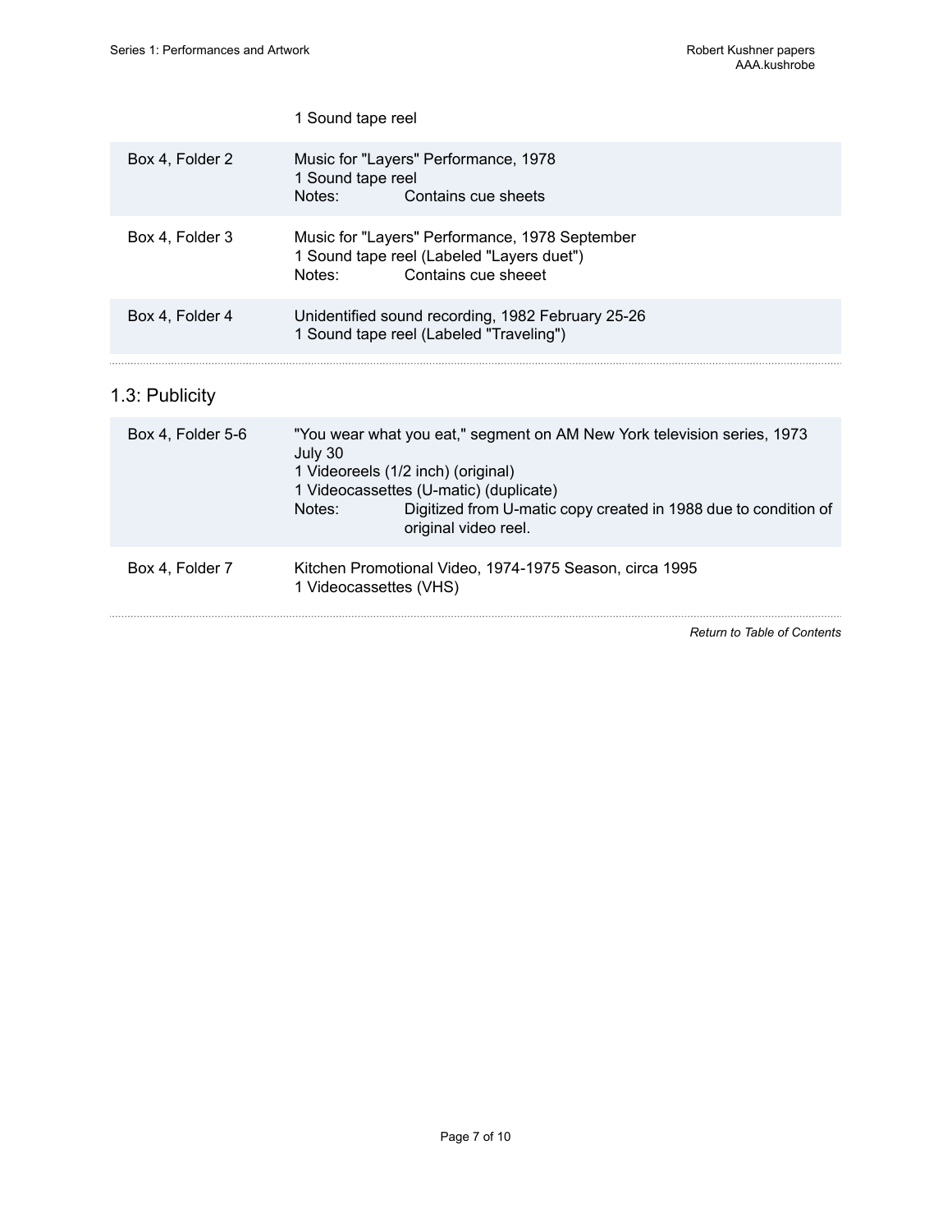|  | 1 Sound tape reel |
| --- | --- |
| Box 4, Folder 2 | Music for "Layers" Performance, 1978<br>1 Sound tape reel<br>Notes: Contains cue sheets |
| Box 4, Folder 3 | Music for "Layers" Performance, 1978 September<br>1 Sound tape reel (Labeled "Layers duet")<br>Notes: Contains cue sheeet |
| Box 4, Folder 4 | Unidentified sound recording, 1982 February 25-26<br>1 Sound tape reel (Labeled "Traveling") |

## 1.3: Publicity

| Box 4, Folder 5-6 | "You wear what you eat," segment on AM New York television series, 1973 July 30<br>1 Videoreels (1/2 inch) (original)<br>1 Videocassettes (U-matic) (duplicate)<br>Notes: Digitized from U-matic copy created in 1988 due to condition of original video reel. |
| --- | --- |
| Box 4, Folder 7 | Kitchen Promotional Video, 1974-1975 Season, circa 1995<br>1 Videocassettes (VHS) |

*Return to Table of Contents*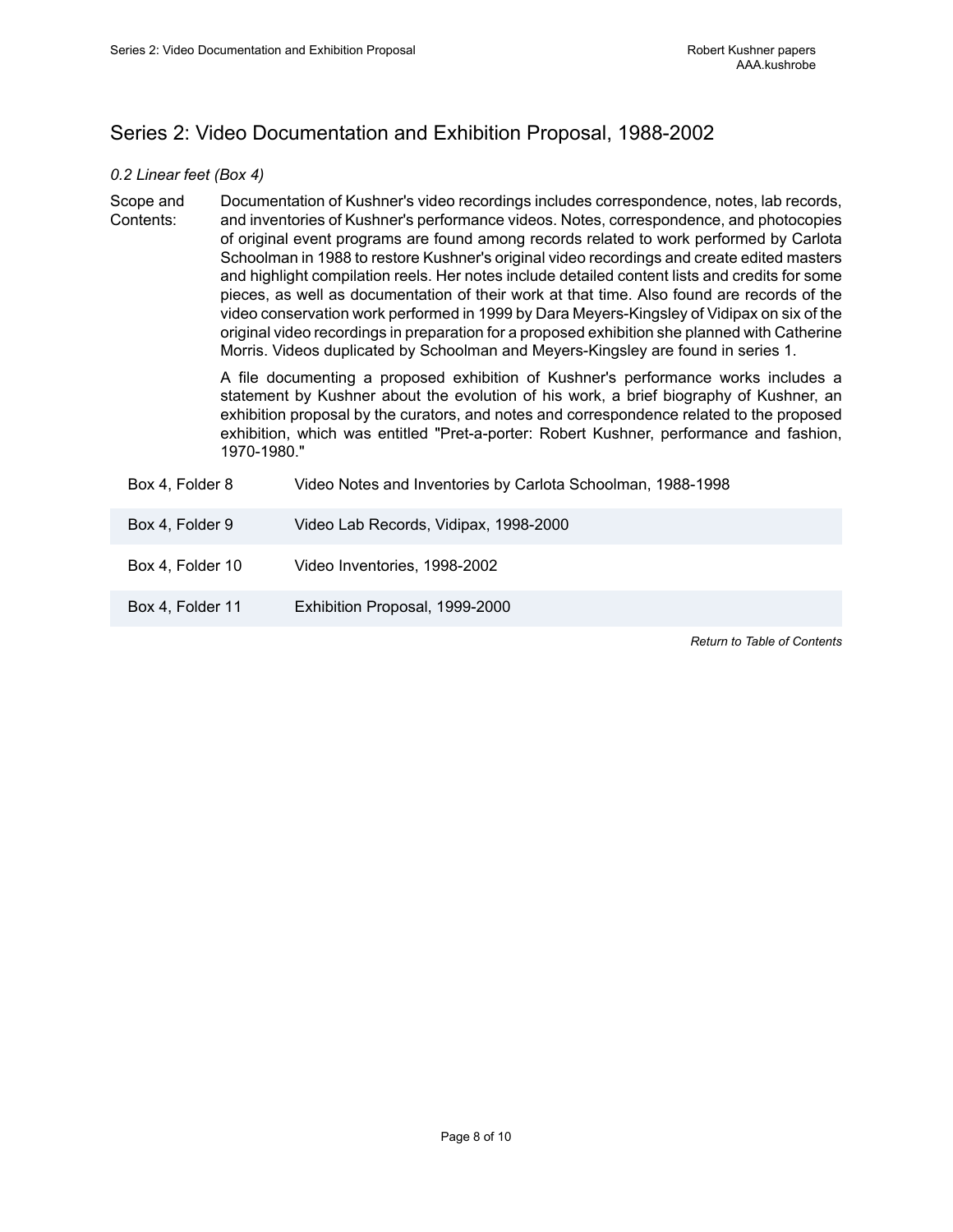## Series 2: Video Documentation and Exhibition Proposal, 1988-2002

*0.2 Linear feet (Box 4)*

Scope and Contents: Documentation of Kushner's video recordings includes correspondence, notes, lab records, and inventories of Kushner's performance videos. Notes, correspondence, and photocopies of original event programs are found among records related to work performed by Carlota Schoolman in 1988 to restore Kushner's original video recordings and create edited masters and highlight compilation reels. Her notes include detailed content lists and credits for some pieces, as well as documentation of their work at that time. Also found are records of the video conservation work performed in 1999 by Dara Meyers-Kingsley of Vidipax on six of the original video recordings in preparation for a proposed exhibition she planned with Catherine Morris. Videos duplicated by Schoolman and Meyers-Kingsley are found in series 1.

A file documenting a proposed exhibition of Kushner's performance works includes a statement by Kushner about the evolution of his work, a brief biography of Kushner, an exhibition proposal by the curators, and notes and correspondence related to the proposed exhibition, which was entitled "Pret-a-porter: Robert Kushner, performance and fashion, 1970-1980."

| | |
|---|---|
| Box 4, Folder 8 | Video Notes and Inventories by Carlota Schoolman, 1988-1998 |
| Box 4, Folder 9 | Video Lab Records, Vidipax, 1998-2000 |
| Box 4, Folder 10 | Video Inventories, 1998-2002 |
| Box 4, Folder 11 | Exhibition Proposal, 1999-2000 |

*Return to Table of Contents*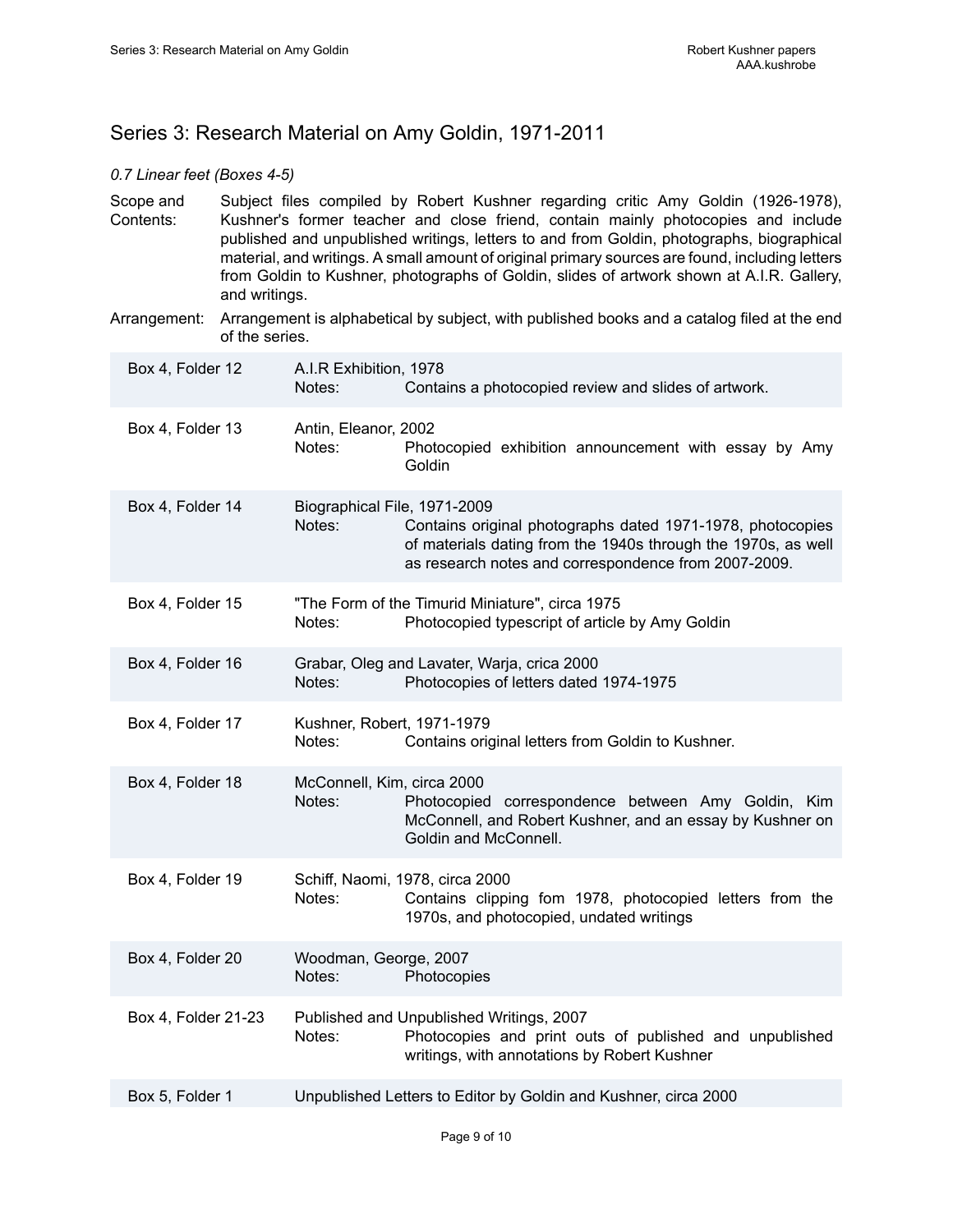## Series 3: Research Material on Amy Goldin, 1971-2011

*0.7 Linear feet (Boxes 4-5)*

Scope and Contents: Subject files compiled by Robert Kushner regarding critic Amy Goldin (1926-1978), Kushner's former teacher and close friend, contain mainly photocopies and include published and unpublished writings, letters to and from Goldin, photographs, biographical material, and writings. A small amount of original primary sources are found, including letters from Goldin to Kushner, photographs of Goldin, slides of artwork shown at A.I.R. Gallery, and writings.

Arrangement: Arrangement is alphabetical by subject, with published books and a catalog filed at the end of the series.

| Location | Title |
| --- | --- |
| Box 4, Folder 12 | A.I.R Exhibition, 1978<br>Notes: Contains a photocopied review and slides of artwork. |
| Box 4, Folder 13 | Antin, Eleanor, 2002<br>Notes: Photocopied exhibition announcement with essay by Amy Goldin |
| Box 4, Folder 14 | Biographical File, 1971-2009<br>Notes: Contains original photographs dated 1971-1978, photocopies of materials dating from the 1940s through the 1970s, as well as research notes and correspondence from 2007-2009. |
| Box 4, Folder 15 | "The Form of the Timurid Miniature", circa 1975<br>Notes: Photocopied typescript of article by Amy Goldin |
| Box 4, Folder 16 | Grabar, Oleg and Lavater, Warja, crica 2000<br>Notes: Photocopies of letters dated 1974-1975 |
| Box 4, Folder 17 | Kushner, Robert, 1971-1979<br>Notes: Contains original letters from Goldin to Kushner. |
| Box 4, Folder 18 | McConnell, Kim, circa 2000<br>Notes: Photocopied correspondence between Amy Goldin, Kim McConnell, and Robert Kushner, and an essay by Kushner on Goldin and McConnell. |
| Box 4, Folder 19 | Schiff, Naomi, 1978, circa 2000<br>Notes: Contains clipping fom 1978, photocopied letters from the 1970s, and photocopied, undated writings |
| Box 4, Folder 20 | Woodman, George, 2007<br>Notes: Photocopies |
| Box 4, Folder 21-23 | Published and Unpublished Writings, 2007<br>Notes: Photocopies and print outs of published and unpublished writings, with annotations by Robert Kushner |
| Box 5, Folder 1 | Unpublished Letters to Editor by Goldin and Kushner, circa 2000 |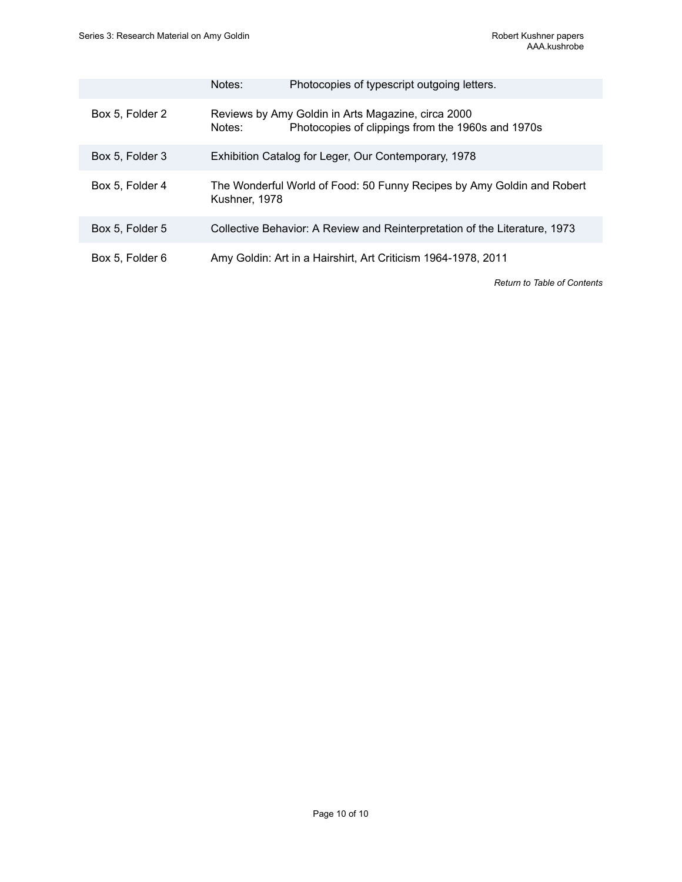| | |
|---|---|
| | Notes: Photocopies of typescript outgoing letters. |
| Box 5, Folder 2 | Reviews by Amy Goldin in Arts Magazine, circa 2000<br>Notes: Photocopies of clippings from the 1960s and 1970s |
| Box 5, Folder 3 | Exhibition Catalog for Leger, Our Contemporary, 1978 |
| Box 5, Folder 4 | The Wonderful World of Food: 50 Funny Recipes by Amy Goldin and Robert Kushner, 1978 |
| Box 5, Folder 5 | Collective Behavior: A Review and Reinterpretation of the Literature, 1973 |
| Box 5, Folder 6 | Amy Goldin: Art in a Hairshirt, Art Criticism 1964-1978, 2011 |

*Return to Table of Contents*